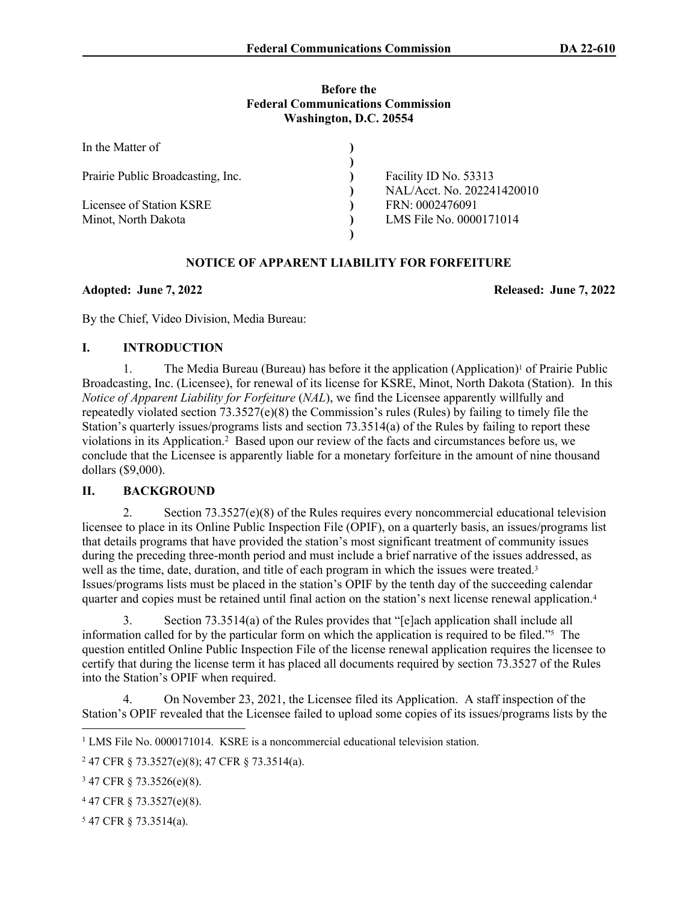**Before the**
**Federal Communications Commission**
**Washington, D.C. 20554**

| | | |
|---|---|---|
| In the Matter of | ) | |
| | ) | |
| Prairie Public Broadcasting, Inc. | ) | Facility ID No. 53313 |
| | ) | NAL/Acct. No. 202241420010 |
| Licensee of Station KSRE | ) | FRN: 0002476091 |
| Minot, North Dakota | ) | LMS File No. 0000171014 |
| | ) | |

## NOTICE OF APPARENT LIABILITY FOR FORFEITURE

**Adopted: June 7, 2022** **Released: June 7, 2022**

By the Chief, Video Division, Media Bureau:

## I. INTRODUCTION

1. The Media Bureau (Bureau) has before it the application (Application)[1] of Prairie Public Broadcasting, Inc. (Licensee), for renewal of its license for KSRE, Minot, North Dakota (Station). In this *Notice of Apparent Liability for Forfeiture* (*NAL*), we find the Licensee apparently willfully and repeatedly violated section 73.3527(e)(8) the Commission's rules (Rules) by failing to timely file the Station's quarterly issues/programs lists and section 73.3514(a) of the Rules by failing to report these violations in its Application.[2] Based upon our review of the facts and circumstances before us, we conclude that the Licensee is apparently liable for a monetary forfeiture in the amount of nine thousand dollars ($9,000).

## II. BACKGROUND

2. Section 73.3527(e)(8) of the Rules requires every noncommercial educational television licensee to place in its Online Public Inspection File (OPIF), on a quarterly basis, an issues/programs list that details programs that have provided the station's most significant treatment of community issues during the preceding three-month period and must include a brief narrative of the issues addressed, as well as the time, date, duration, and title of each program in which the issues were treated.[3] Issues/programs lists must be placed in the station's OPIF by the tenth day of the succeeding calendar quarter and copies must be retained until final action on the station's next license renewal application.[4]

3. Section 73.3514(a) of the Rules provides that "[e]ach application shall include all information called for by the particular form on which the application is required to be filed."[5] The question entitled Online Public Inspection File of the license renewal application requires the licensee to certify that during the license term it has placed all documents required by section 73.3527 of the Rules into the Station's OPIF when required.

4. On November 23, 2021, the Licensee filed its Application. A staff inspection of the Station's OPIF revealed that the Licensee failed to upload some copies of its issues/programs lists by the

---

[1] LMS File No. 0000171014. KSRE is a noncommercial educational television station.

[2] 47 CFR § 73.3527(e)(8); 47 CFR § 73.3514(a).

[3] 47 CFR § 73.3526(e)(8).

[4] 47 CFR § 73.3527(e)(8).

[5] 47 CFR § 73.3514(a).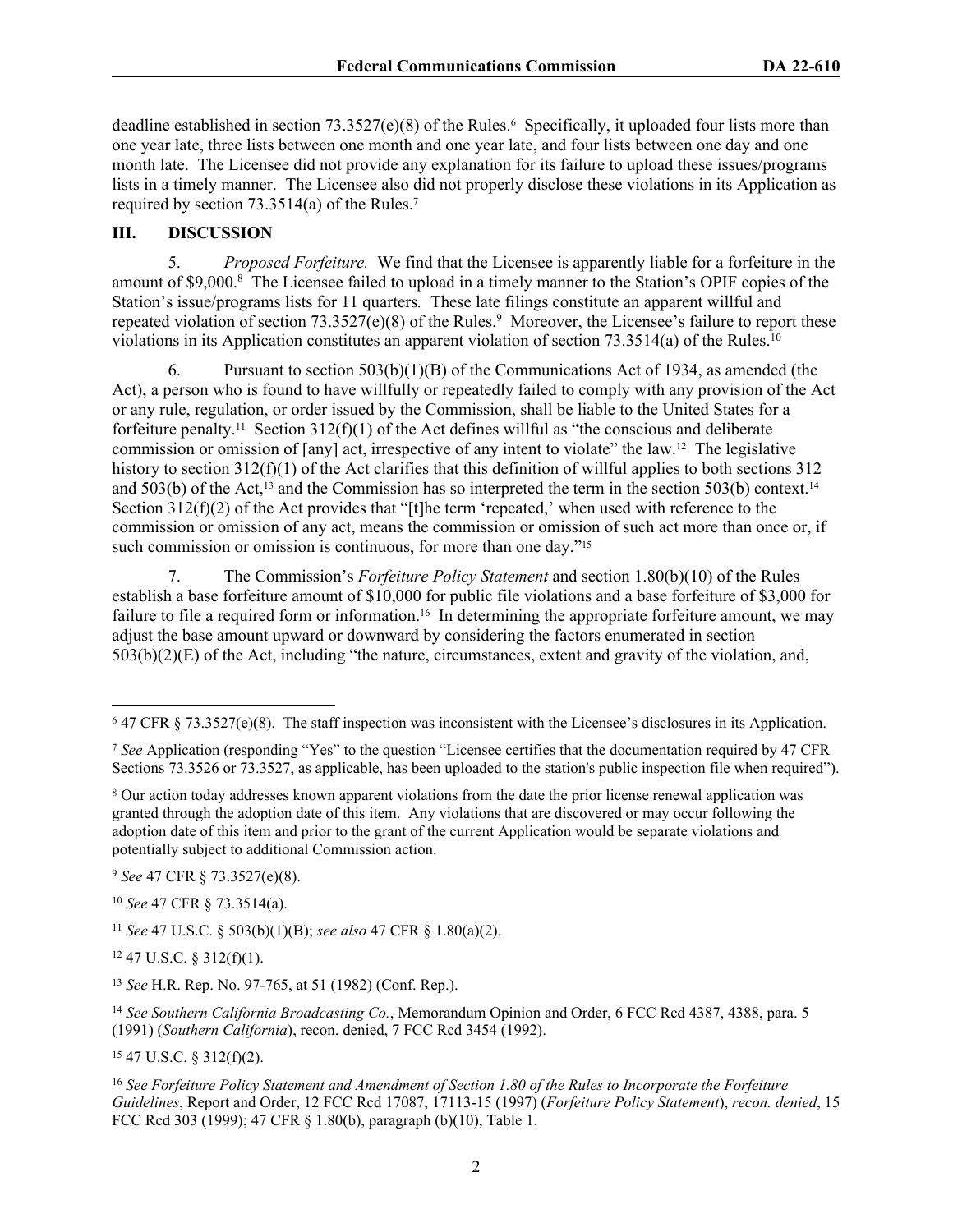deadline established in section 73.3527(e)(8) of the Rules.[6] Specifically, it uploaded four lists more than one year late, three lists between one month and one year late, and four lists between one day and one month late. The Licensee did not provide any explanation for its failure to upload these issues/programs lists in a timely manner. The Licensee also did not properly disclose these violations in its Application as required by section 73.3514(a) of the Rules.[7]

## III. DISCUSSION

5. *Proposed Forfeiture.* We find that the Licensee is apparently liable for a forfeiture in the amount of $9,000.[8] The Licensee failed to upload in a timely manner to the Station's OPIF copies of the Station's issue/programs lists for 11 quarters*.* These late filings constitute an apparent willful and repeated violation of section 73.3527(e)(8) of the Rules.[9] Moreover, the Licensee's failure to report these violations in its Application constitutes an apparent violation of section 73.3514(a) of the Rules.[10]

6. Pursuant to section 503(b)(1)(B) of the Communications Act of 1934, as amended (the Act), a person who is found to have willfully or repeatedly failed to comply with any provision of the Act or any rule, regulation, or order issued by the Commission, shall be liable to the United States for a forfeiture penalty.[11] Section 312(f)(1) of the Act defines willful as "the conscious and deliberate commission or omission of [any] act, irrespective of any intent to violate" the law.[12] The legislative history to section 312(f)(1) of the Act clarifies that this definition of willful applies to both sections 312 and 503(b) of the Act,[13] and the Commission has so interpreted the term in the section 503(b) context.[14] Section 312(f)(2) of the Act provides that "[t]he term 'repeated,' when used with reference to the commission or omission of any act, means the commission or omission of such act more than once or, if such commission or omission is continuous, for more than one day."[15]

7. The Commission's *Forfeiture Policy Statement* and section 1.80(b)(10) of the Rules establish a base forfeiture amount of $10,000 for public file violations and a base forfeiture of $3,000 for failure to file a required form or information.[16] In determining the appropriate forfeiture amount, we may adjust the base amount upward or downward by considering the factors enumerated in section 503(b)(2)(E) of the Act, including "the nature, circumstances, extent and gravity of the violation, and,

---

[6] 47 CFR § 73.3527(e)(8). The staff inspection was inconsistent with the Licensee's disclosures in its Application.

[7] *See* Application (responding "Yes" to the question "Licensee certifies that the documentation required by 47 CFR Sections 73.3526 or 73.3527, as applicable, has been uploaded to the station's public inspection file when required").

[8] Our action today addresses known apparent violations from the date the prior license renewal application was granted through the adoption date of this item. Any violations that are discovered or may occur following the adoption date of this item and prior to the grant of the current Application would be separate violations and potentially subject to additional Commission action.

[9] *See* 47 CFR § 73.3527(e)(8).

[10] *See* 47 CFR § 73.3514(a).

[11] *See* 47 U.S.C. § 503(b)(1)(B); *see also* 47 CFR § 1.80(a)(2).

[12] 47 U.S.C. § 312(f)(1).

[13] *See* H.R. Rep. No. 97-765, at 51 (1982) (Conf. Rep.).

[14] *See Southern California Broadcasting Co.*, Memorandum Opinion and Order, 6 FCC Rcd 4387, 4388, para. 5 (1991) (*Southern California*), recon. denied, 7 FCC Rcd 3454 (1992).

[15] 47 U.S.C. § 312(f)(2).

[16] *See Forfeiture Policy Statement and Amendment of Section 1.80 of the Rules to Incorporate the Forfeiture Guidelines*, Report and Order, 12 FCC Rcd 17087, 17113-15 (1997) (*Forfeiture Policy Statement*), *recon. denied*, 15 FCC Rcd 303 (1999); 47 CFR § 1.80(b), paragraph (b)(10), Table 1.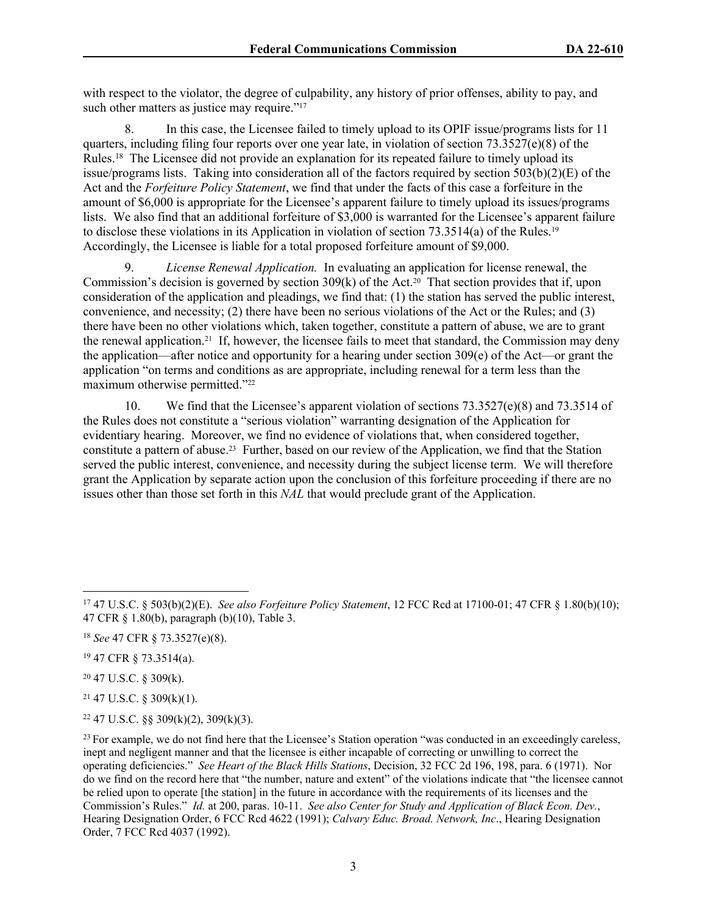with respect to the violator, the degree of culpability, any history of prior offenses, ability to pay, and such other matters as justice may require."[17]

8. In this case, the Licensee failed to timely upload to its OPIF issue/programs lists for 11 quarters, including filing four reports over one year late, in violation of section 73.3527(e)(8) of the Rules.[18] The Licensee did not provide an explanation for its repeated failure to timely upload its issue/programs lists. Taking into consideration all of the factors required by section 503(b)(2)(E) of the Act and the *Forfeiture Policy Statement*, we find that under the facts of this case a forfeiture in the amount of $6,000 is appropriate for the Licensee's apparent failure to timely upload its issues/programs lists. We also find that an additional forfeiture of $3,000 is warranted for the Licensee's apparent failure to disclose these violations in its Application in violation of section 73.3514(a) of the Rules.[19] Accordingly, the Licensee is liable for a total proposed forfeiture amount of $9,000.

9. *License Renewal Application.* In evaluating an application for license renewal, the Commission's decision is governed by section 309(k) of the Act.[20] That section provides that if, upon consideration of the application and pleadings, we find that: (1) the station has served the public interest, convenience, and necessity; (2) there have been no serious violations of the Act or the Rules; and (3) there have been no other violations which, taken together, constitute a pattern of abuse, we are to grant the renewal application.[21] If, however, the licensee fails to meet that standard, the Commission may deny the application—after notice and opportunity for a hearing under section 309(e) of the Act—or grant the application "on terms and conditions as are appropriate, including renewal for a term less than the maximum otherwise permitted."[22]

10. We find that the Licensee's apparent violation of sections 73.3527(e)(8) and 73.3514 of the Rules does not constitute a "serious violation" warranting designation of the Application for evidentiary hearing. Moreover, we find no evidence of violations that, when considered together, constitute a pattern of abuse.[23] Further, based on our review of the Application, we find that the Station served the public interest, convenience, and necessity during the subject license term. We will therefore grant the Application by separate action upon the conclusion of this forfeiture proceeding if there are no issues other than those set forth in this *NAL* that would preclude grant of the Application.

---

[17] 47 U.S.C. § 503(b)(2)(E). *See also Forfeiture Policy Statement*, 12 FCC Rcd at 17100-01; 47 CFR § 1.80(b)(10); 47 CFR § 1.80(b), paragraph (b)(10), Table 3.

[18] *See* 47 CFR § 73.3527(e)(8).

[19] 47 CFR § 73.3514(a).

[20] 47 U.S.C. § 309(k).

[21] 47 U.S.C. § 309(k)(1).

[22] 47 U.S.C. §§ 309(k)(2), 309(k)(3).

[23] For example, we do not find here that the Licensee's Station operation "was conducted in an exceedingly careless, inept and negligent manner and that the licensee is either incapable of correcting or unwilling to correct the operating deficiencies." *See Heart of the Black Hills Stations*, Decision, 32 FCC 2d 196, 198, para. 6 (1971). Nor do we find on the record here that "the number, nature and extent" of the violations indicate that "the licensee cannot be relied upon to operate [the station] in the future in accordance with the requirements of its licenses and the Commission's Rules." *Id.* at 200, paras. 10-11. *See also Center for Study and Application of Black Econ. Dev.*, Hearing Designation Order, 6 FCC Rcd 4622 (1991); *Calvary Educ. Broad. Network, Inc*., Hearing Designation Order, 7 FCC Rcd 4037 (1992).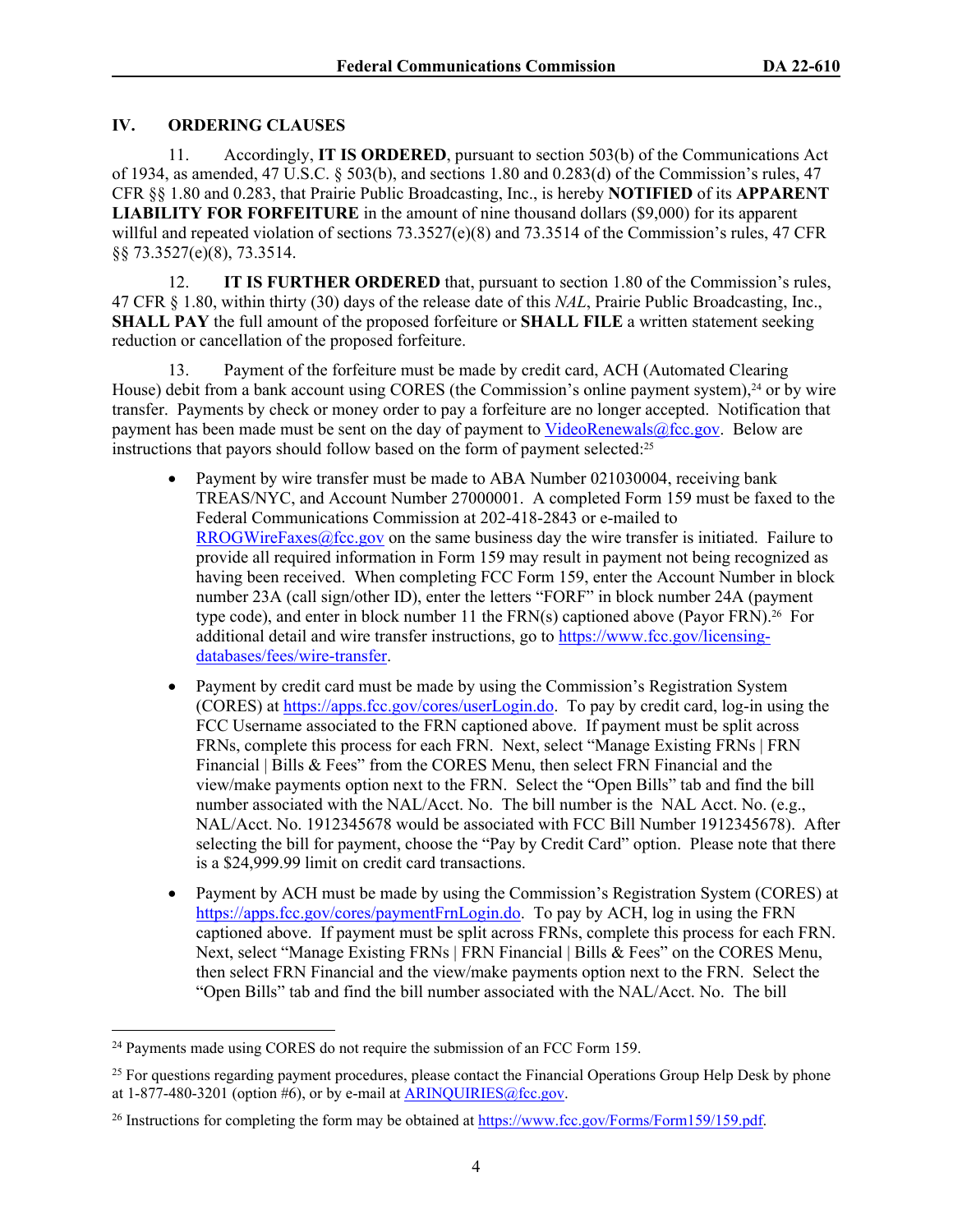## IV. ORDERING CLAUSES

11. Accordingly, **IT IS ORDERED**, pursuant to section 503(b) of the Communications Act of 1934, as amended, 47 U.S.C. § 503(b), and sections 1.80 and 0.283(d) of the Commission's rules, 47 CFR §§ 1.80 and 0.283, that Prairie Public Broadcasting, Inc., is hereby **NOTIFIED** of its **APPARENT LIABILITY FOR FORFEITURE** in the amount of nine thousand dollars ($9,000) for its apparent willful and repeated violation of sections 73.3527(e)(8) and 73.3514 of the Commission's rules, 47 CFR §§ 73.3527(e)(8), 73.3514.

12. **IT IS FURTHER ORDERED** that, pursuant to section 1.80 of the Commission's rules, 47 CFR § 1.80, within thirty (30) days of the release date of this *NAL*, Prairie Public Broadcasting, Inc., **SHALL PAY** the full amount of the proposed forfeiture or **SHALL FILE** a written statement seeking reduction or cancellation of the proposed forfeiture.

13. Payment of the forfeiture must be made by credit card, ACH (Automated Clearing House) debit from a bank account using CORES (the Commission's online payment system),[24] or by wire transfer. Payments by check or money order to pay a forfeiture are no longer accepted. Notification that payment has been made must be sent on the day of payment to VideoRenewals@fcc.gov. Below are instructions that payors should follow based on the form of payment selected:[25]

- Payment by wire transfer must be made to ABA Number 021030004, receiving bank TREAS/NYC, and Account Number 27000001. A completed Form 159 must be faxed to the Federal Communications Commission at 202-418-2843 or e-mailed to RROGWireFaxes@fcc.gov on the same business day the wire transfer is initiated. Failure to provide all required information in Form 159 may result in payment not being recognized as having been received. When completing FCC Form 159, enter the Account Number in block number 23A (call sign/other ID), enter the letters "FORF" in block number 24A (payment type code), and enter in block number 11 the FRN(s) captioned above (Payor FRN).[26] For additional detail and wire transfer instructions, go to https://www.fcc.gov/licensing-databases/fees/wire-transfer.
- Payment by credit card must be made by using the Commission's Registration System (CORES) at https://apps.fcc.gov/cores/userLogin.do. To pay by credit card, log-in using the FCC Username associated to the FRN captioned above. If payment must be split across FRNs, complete this process for each FRN. Next, select "Manage Existing FRNs | FRN Financial | Bills & Fees" from the CORES Menu, then select FRN Financial and the view/make payments option next to the FRN. Select the "Open Bills" tab and find the bill number associated with the NAL/Acct. No. The bill number is the NAL Acct. No. (e.g., NAL/Acct. No. 1912345678 would be associated with FCC Bill Number 1912345678). After selecting the bill for payment, choose the "Pay by Credit Card" option. Please note that there is a $24,999.99 limit on credit card transactions.
- Payment by ACH must be made by using the Commission's Registration System (CORES) at https://apps.fcc.gov/cores/paymentFrnLogin.do. To pay by ACH, log in using the FRN captioned above. If payment must be split across FRNs, complete this process for each FRN. Next, select "Manage Existing FRNs | FRN Financial | Bills & Fees" on the CORES Menu, then select FRN Financial and the view/make payments option next to the FRN. Select the "Open Bills" tab and find the bill number associated with the NAL/Acct. No. The bill

---

[24] Payments made using CORES do not require the submission of an FCC Form 159.

[25] For questions regarding payment procedures, please contact the Financial Operations Group Help Desk by phone at 1-877-480-3201 (option #6), or by e-mail at ARINQUIRIES@fcc.gov.

[26] Instructions for completing the form may be obtained at https://www.fcc.gov/Forms/Form159/159.pdf.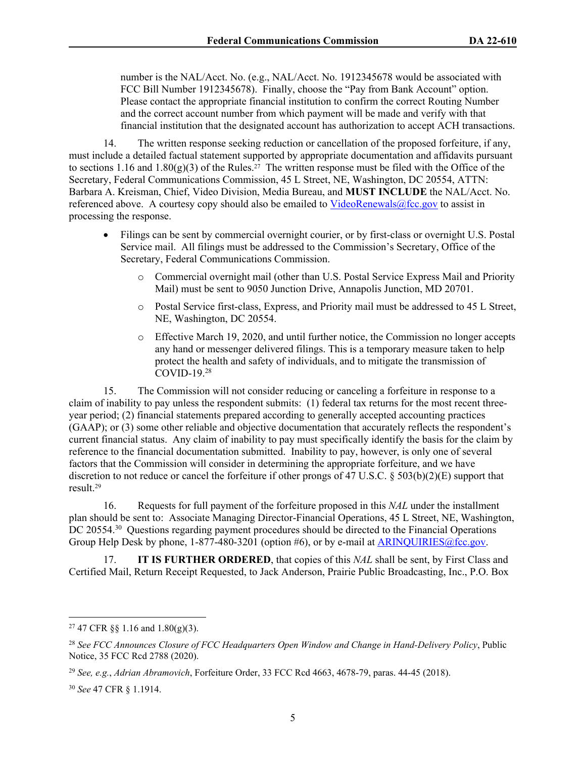number is the NAL/Acct. No. (e.g., NAL/Acct. No. 1912345678 would be associated with FCC Bill Number 1912345678). Finally, choose the "Pay from Bank Account" option. Please contact the appropriate financial institution to confirm the correct Routing Number and the correct account number from which payment will be made and verify with that financial institution that the designated account has authorization to accept ACH transactions.

14. The written response seeking reduction or cancellation of the proposed forfeiture, if any, must include a detailed factual statement supported by appropriate documentation and affidavits pursuant to sections 1.16 and 1.80(g)(3) of the Rules.[27] The written response must be filed with the Office of the Secretary, Federal Communications Commission, 45 L Street, NE, Washington, DC 20554, ATTN: Barbara A. Kreisman, Chief, Video Division, Media Bureau, and **MUST INCLUDE** the NAL/Acct. No. referenced above. A courtesy copy should also be emailed to VideoRenewals@fcc.gov to assist in processing the response.

- Filings can be sent by commercial overnight courier, or by first-class or overnight U.S. Postal Service mail. All filings must be addressed to the Commission's Secretary, Office of the Secretary, Federal Communications Commission.
  - Commercial overnight mail (other than U.S. Postal Service Express Mail and Priority Mail) must be sent to 9050 Junction Drive, Annapolis Junction, MD 20701.
  - Postal Service first-class, Express, and Priority mail must be addressed to 45 L Street, NE, Washington, DC 20554.
  - Effective March 19, 2020, and until further notice, the Commission no longer accepts any hand or messenger delivered filings. This is a temporary measure taken to help protect the health and safety of individuals, and to mitigate the transmission of COVID-19.[28]

15. The Commission will not consider reducing or canceling a forfeiture in response to a claim of inability to pay unless the respondent submits: (1) federal tax returns for the most recent three-year period; (2) financial statements prepared according to generally accepted accounting practices (GAAP); or (3) some other reliable and objective documentation that accurately reflects the respondent's current financial status. Any claim of inability to pay must specifically identify the basis for the claim by reference to the financial documentation submitted. Inability to pay, however, is only one of several factors that the Commission will consider in determining the appropriate forfeiture, and we have discretion to not reduce or cancel the forfeiture if other prongs of 47 U.S.C. § 503(b)(2)(E) support that result.[29]

16. Requests for full payment of the forfeiture proposed in this *NAL* under the installment plan should be sent to: Associate Managing Director-Financial Operations, 45 L Street, NE, Washington, DC 20554.[30] Questions regarding payment procedures should be directed to the Financial Operations Group Help Desk by phone, 1-877-480-3201 (option #6), or by e-mail at ARINQUIRIES@fcc.gov.

17. **IT IS FURTHER ORDERED**, that copies of this *NAL* shall be sent, by First Class and Certified Mail, Return Receipt Requested, to Jack Anderson, Prairie Public Broadcasting, Inc., P.O. Box

---

[27] 47 CFR §§ 1.16 and 1.80(g)(3).

[28] *See FCC Announces Closure of FCC Headquarters Open Window and Change in Hand-Delivery Policy*, Public Notice, 35 FCC Rcd 2788 (2020).

[29] *See, e.g.*, *Adrian Abramovich*, Forfeiture Order, 33 FCC Rcd 4663, 4678-79, paras. 44-45 (2018).

[30] *See* 47 CFR § 1.1914.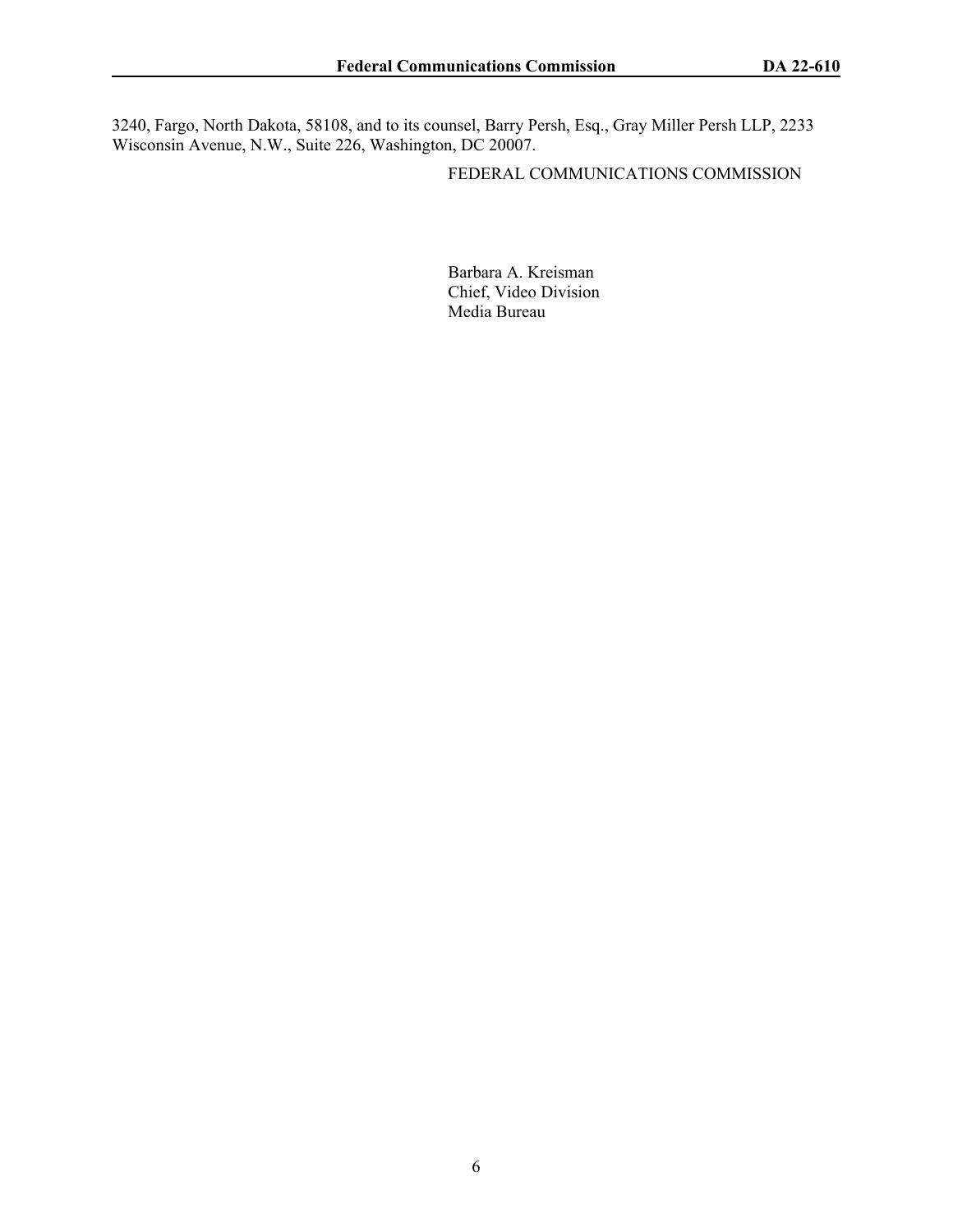3240, Fargo, North Dakota, 58108, and to its counsel, Barry Persh, Esq., Gray Miller Persh LLP, 2233 Wisconsin Avenue, N.W., Suite 226, Washington, DC 20007.

FEDERAL COMMUNICATIONS COMMISSION

Barbara A. Kreisman
Chief, Video Division
Media Bureau